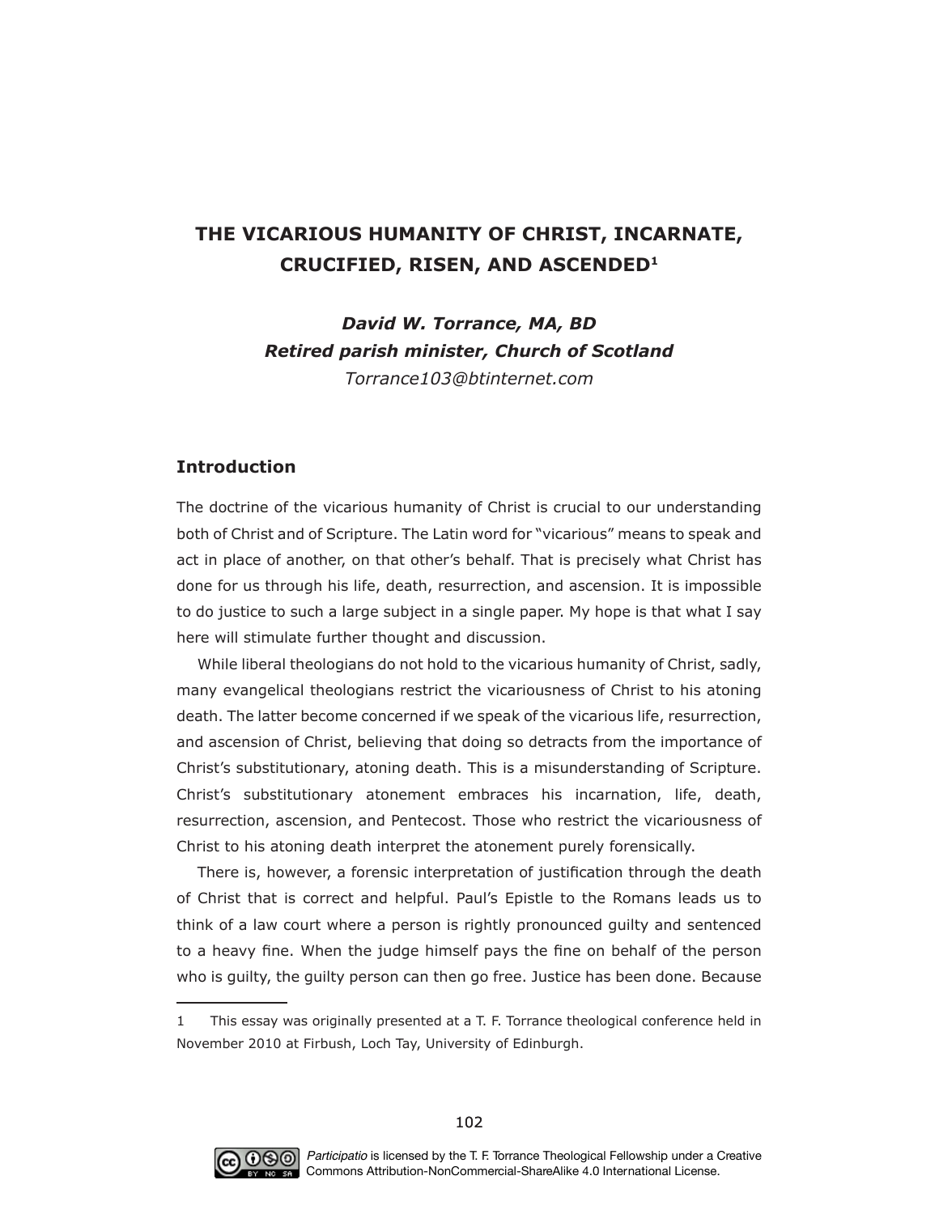# THE VICARIOUS HUMANITY OF CHRIST, INCARNATE, CRUCIFIED, RISEN, AND ASCENDED[1]

***David W. Torrance, MA, BD***
***Retired parish minister, Church of Scotland***
*Torrance103@btinternet.com*

## Introduction

The doctrine of the vicarious humanity of Christ is crucial to our understanding both of Christ and of Scripture. The Latin word for "vicarious" means to speak and act in place of another, on that other's behalf. That is precisely what Christ has done for us through his life, death, resurrection, and ascension. It is impossible to do justice to such a large subject in a single paper. My hope is that what I say here will stimulate further thought and discussion.

While liberal theologians do not hold to the vicarious humanity of Christ, sadly, many evangelical theologians restrict the vicariousness of Christ to his atoning death. The latter become concerned if we speak of the vicarious life, resurrection, and ascension of Christ, believing that doing so detracts from the importance of Christ's substitutionary, atoning death. This is a misunderstanding of Scripture. Christ's substitutionary atonement embraces his incarnation, life, death, resurrection, ascension, and Pentecost. Those who restrict the vicariousness of Christ to his atoning death interpret the atonement purely forensically.

There is, however, a forensic interpretation of justification through the death of Christ that is correct and helpful. Paul's Epistle to the Romans leads us to think of a law court where a person is rightly pronounced guilty and sentenced to a heavy fine. When the judge himself pays the fine on behalf of the person who is guilty, the guilty person can then go free. Justice has been done. Because

---

1 This essay was originally presented at a T. F. Torrance theological conference held in November 2010 at Firbush, Loch Tay, University of Edinburgh.

*Participatio* is licensed by the T. F. Torrance Theological Fellowship under a Creative Commons Attribution-NonCommercial-ShareAlike 4.0 International License.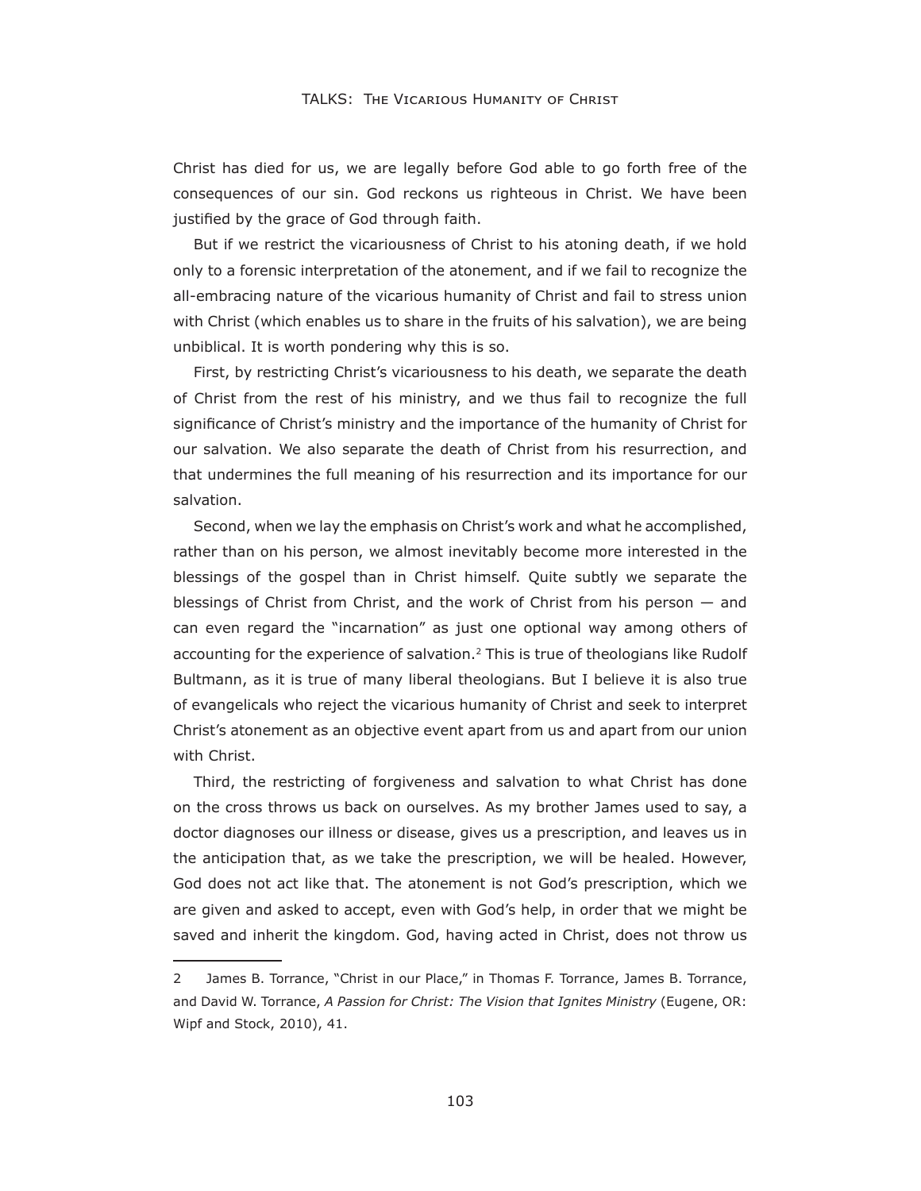Christ has died for us, we are legally before God able to go forth free of the consequences of our sin. God reckons us righteous in Christ. We have been justified by the grace of God through faith.

But if we restrict the vicariousness of Christ to his atoning death, if we hold only to a forensic interpretation of the atonement, and if we fail to recognize the all-embracing nature of the vicarious humanity of Christ and fail to stress union with Christ (which enables us to share in the fruits of his salvation), we are being unbiblical. It is worth pondering why this is so.

First, by restricting Christ's vicariousness to his death, we separate the death of Christ from the rest of his ministry, and we thus fail to recognize the full significance of Christ's ministry and the importance of the humanity of Christ for our salvation. We also separate the death of Christ from his resurrection, and that undermines the full meaning of his resurrection and its importance for our salvation.

Second, when we lay the emphasis on Christ's work and what he accomplished, rather than on his person, we almost inevitably become more interested in the blessings of the gospel than in Christ himself. Quite subtly we separate the blessings of Christ from Christ, and the work of Christ from his person — and can even regard the "incarnation" as just one optional way among others of accounting for the experience of salvation.[2] This is true of theologians like Rudolf Bultmann, as it is true of many liberal theologians. But I believe it is also true of evangelicals who reject the vicarious humanity of Christ and seek to interpret Christ's atonement as an objective event apart from us and apart from our union with Christ.

Third, the restricting of forgiveness and salvation to what Christ has done on the cross throws us back on ourselves. As my brother James used to say, a doctor diagnoses our illness or disease, gives us a prescription, and leaves us in the anticipation that, as we take the prescription, we will be healed. However, God does not act like that. The atonement is not God's prescription, which we are given and asked to accept, even with God's help, in order that we might be saved and inherit the kingdom. God, having acted in Christ, does not throw us

---

2 James B. Torrance, "Christ in our Place," in Thomas F. Torrance, James B. Torrance, and David W. Torrance, *A Passion for Christ: The Vision that Ignites Ministry* (Eugene, OR: Wipf and Stock, 2010), 41.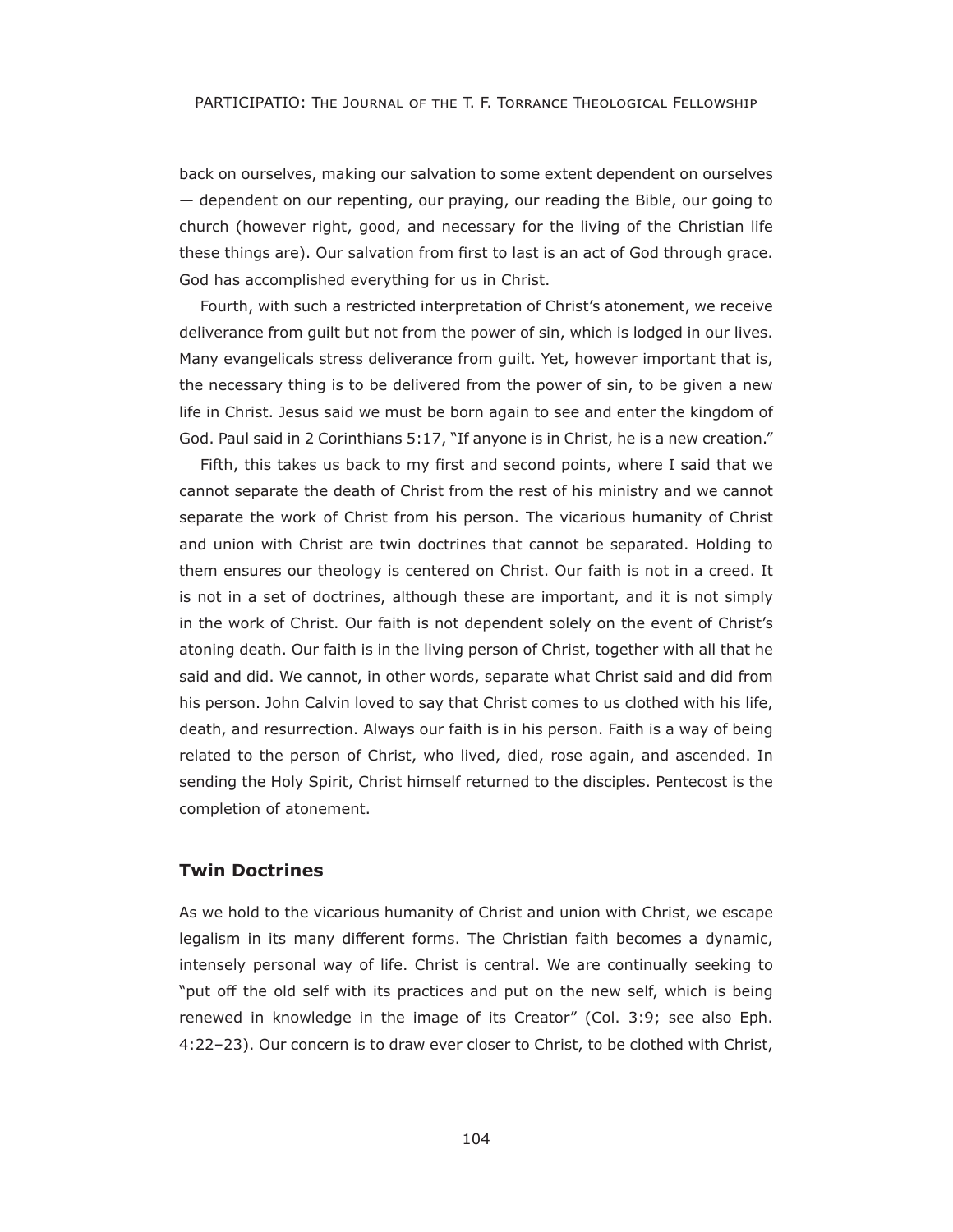back on ourselves, making our salvation to some extent dependent on ourselves — dependent on our repenting, our praying, our reading the Bible, our going to church (however right, good, and necessary for the living of the Christian life these things are). Our salvation from first to last is an act of God through grace. God has accomplished everything for us in Christ.

Fourth, with such a restricted interpretation of Christ's atonement, we receive deliverance from guilt but not from the power of sin, which is lodged in our lives. Many evangelicals stress deliverance from guilt. Yet, however important that is, the necessary thing is to be delivered from the power of sin, to be given a new life in Christ. Jesus said we must be born again to see and enter the kingdom of God. Paul said in 2 Corinthians 5:17, "If anyone is in Christ, he is a new creation."

Fifth, this takes us back to my first and second points, where I said that we cannot separate the death of Christ from the rest of his ministry and we cannot separate the work of Christ from his person. The vicarious humanity of Christ and union with Christ are twin doctrines that cannot be separated. Holding to them ensures our theology is centered on Christ. Our faith is not in a creed. It is not in a set of doctrines, although these are important, and it is not simply in the work of Christ. Our faith is not dependent solely on the event of Christ's atoning death. Our faith is in the living person of Christ, together with all that he said and did. We cannot, in other words, separate what Christ said and did from his person. John Calvin loved to say that Christ comes to us clothed with his life, death, and resurrection. Always our faith is in his person. Faith is a way of being related to the person of Christ, who lived, died, rose again, and ascended. In sending the Holy Spirit, Christ himself returned to the disciples. Pentecost is the completion of atonement.

## Twin Doctrines

As we hold to the vicarious humanity of Christ and union with Christ, we escape legalism in its many different forms. The Christian faith becomes a dynamic, intensely personal way of life. Christ is central. We are continually seeking to "put off the old self with its practices and put on the new self, which is being renewed in knowledge in the image of its Creator" (Col. 3:9; see also Eph. 4:22–23). Our concern is to draw ever closer to Christ, to be clothed with Christ,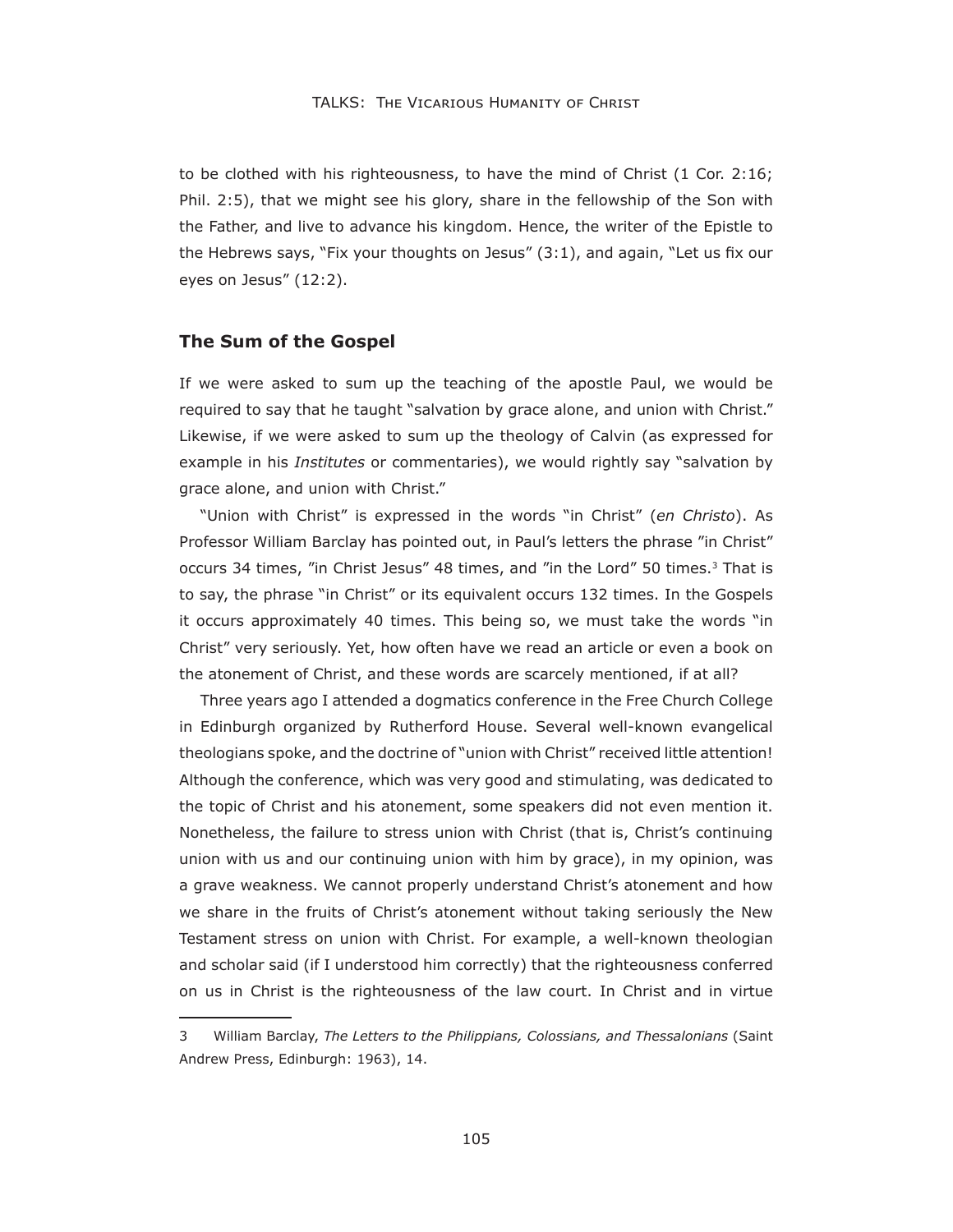to be clothed with his righteousness, to have the mind of Christ (1 Cor. 2:16; Phil. 2:5), that we might see his glory, share in the fellowship of the Son with the Father, and live to advance his kingdom. Hence, the writer of the Epistle to the Hebrews says, "Fix your thoughts on Jesus" (3:1), and again, "Let us fix our eyes on Jesus" (12:2).

## The Sum of the Gospel

If we were asked to sum up the teaching of the apostle Paul, we would be required to say that he taught "salvation by grace alone, and union with Christ." Likewise, if we were asked to sum up the theology of Calvin (as expressed for example in his *Institutes* or commentaries), we would rightly say "salvation by grace alone, and union with Christ."

"Union with Christ" is expressed in the words "in Christ" (*en Christo*). As Professor William Barclay has pointed out, in Paul's letters the phrase "in Christ" occurs 34 times, "in Christ Jesus" 48 times, and "in the Lord" 50 times.[3] That is to say, the phrase "in Christ" or its equivalent occurs 132 times. In the Gospels it occurs approximately 40 times. This being so, we must take the words "in Christ" very seriously. Yet, how often have we read an article or even a book on the atonement of Christ, and these words are scarcely mentioned, if at all?

Three years ago I attended a dogmatics conference in the Free Church College in Edinburgh organized by Rutherford House. Several well-known evangelical theologians spoke, and the doctrine of "union with Christ" received little attention! Although the conference, which was very good and stimulating, was dedicated to the topic of Christ and his atonement, some speakers did not even mention it. Nonetheless, the failure to stress union with Christ (that is, Christ's continuing union with us and our continuing union with him by grace), in my opinion, was a grave weakness. We cannot properly understand Christ's atonement and how we share in the fruits of Christ's atonement without taking seriously the New Testament stress on union with Christ. For example, a well-known theologian and scholar said (if I understood him correctly) that the righteousness conferred on us in Christ is the righteousness of the law court. In Christ and in virtue

---

3 William Barclay, *The Letters to the Philippians, Colossians, and Thessalonians* (Saint Andrew Press, Edinburgh: 1963), 14.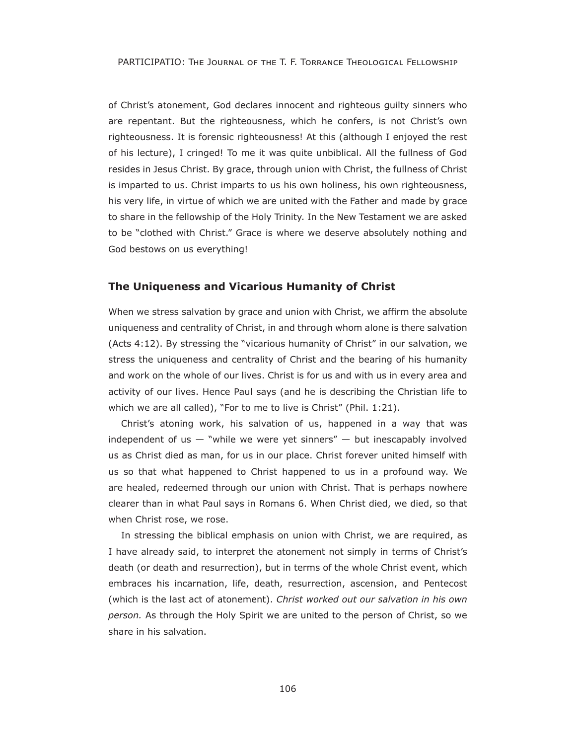of Christ's atonement, God declares innocent and righteous guilty sinners who are repentant. But the righteousness, which he confers, is not Christ's own righteousness. It is forensic righteousness! At this (although I enjoyed the rest of his lecture), I cringed! To me it was quite unbiblical. All the fullness of God resides in Jesus Christ. By grace, through union with Christ, the fullness of Christ is imparted to us. Christ imparts to us his own holiness, his own righteousness, his very life, in virtue of which we are united with the Father and made by grace to share in the fellowship of the Holy Trinity. In the New Testament we are asked to be "clothed with Christ." Grace is where we deserve absolutely nothing and God bestows on us everything!

## The Uniqueness and Vicarious Humanity of Christ

When we stress salvation by grace and union with Christ, we affirm the absolute uniqueness and centrality of Christ, in and through whom alone is there salvation (Acts 4:12). By stressing the "vicarious humanity of Christ" in our salvation, we stress the uniqueness and centrality of Christ and the bearing of his humanity and work on the whole of our lives. Christ is for us and with us in every area and activity of our lives. Hence Paul says (and he is describing the Christian life to which we are all called), "For to me to live is Christ" (Phil. 1:21).

Christ's atoning work, his salvation of us, happened in a way that was independent of us — "while we were yet sinners" — but inescapably involved us as Christ died as man, for us in our place. Christ forever united himself with us so that what happened to Christ happened to us in a profound way. We are healed, redeemed through our union with Christ. That is perhaps nowhere clearer than in what Paul says in Romans 6. When Christ died, we died, so that when Christ rose, we rose.

In stressing the biblical emphasis on union with Christ, we are required, as I have already said, to interpret the atonement not simply in terms of Christ's death (or death and resurrection), but in terms of the whole Christ event, which embraces his incarnation, life, death, resurrection, ascension, and Pentecost (which is the last act of atonement). *Christ worked out our salvation in his own person.* As through the Holy Spirit we are united to the person of Christ, so we share in his salvation.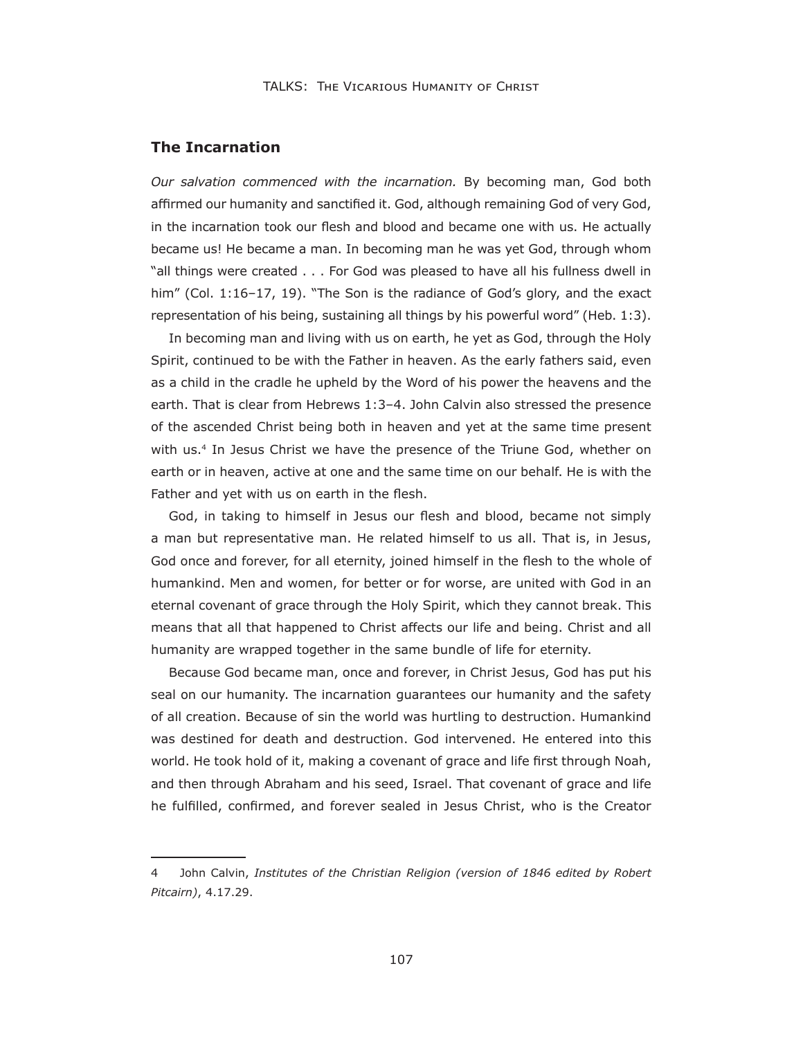## The Incarnation

*Our salvation commenced with the incarnation.* By becoming man, God both affirmed our humanity and sanctified it. God, although remaining God of very God, in the incarnation took our flesh and blood and became one with us. He actually became us! He became a man. In becoming man he was yet God, through whom "all things were created . . . For God was pleased to have all his fullness dwell in him" (Col. 1:16–17, 19). "The Son is the radiance of God's glory, and the exact representation of his being, sustaining all things by his powerful word" (Heb. 1:3).

In becoming man and living with us on earth, he yet as God, through the Holy Spirit, continued to be with the Father in heaven. As the early fathers said, even as a child in the cradle he upheld by the Word of his power the heavens and the earth. That is clear from Hebrews 1:3–4. John Calvin also stressed the presence of the ascended Christ being both in heaven and yet at the same time present with us.[4] In Jesus Christ we have the presence of the Triune God, whether on earth or in heaven, active at one and the same time on our behalf. He is with the Father and yet with us on earth in the flesh.

God, in taking to himself in Jesus our flesh and blood, became not simply a man but representative man. He related himself to us all. That is, in Jesus, God once and forever, for all eternity, joined himself in the flesh to the whole of humankind. Men and women, for better or for worse, are united with God in an eternal covenant of grace through the Holy Spirit, which they cannot break. This means that all that happened to Christ affects our life and being. Christ and all humanity are wrapped together in the same bundle of life for eternity.

Because God became man, once and forever, in Christ Jesus, God has put his seal on our humanity. The incarnation guarantees our humanity and the safety of all creation. Because of sin the world was hurtling to destruction. Humankind was destined for death and destruction. God intervened. He entered into this world. He took hold of it, making a covenant of grace and life first through Noah, and then through Abraham and his seed, Israel. That covenant of grace and life he fulfilled, confirmed, and forever sealed in Jesus Christ, who is the Creator

---

4 John Calvin, *Institutes of the Christian Religion (version of 1846 edited by Robert Pitcairn)*, 4.17.29.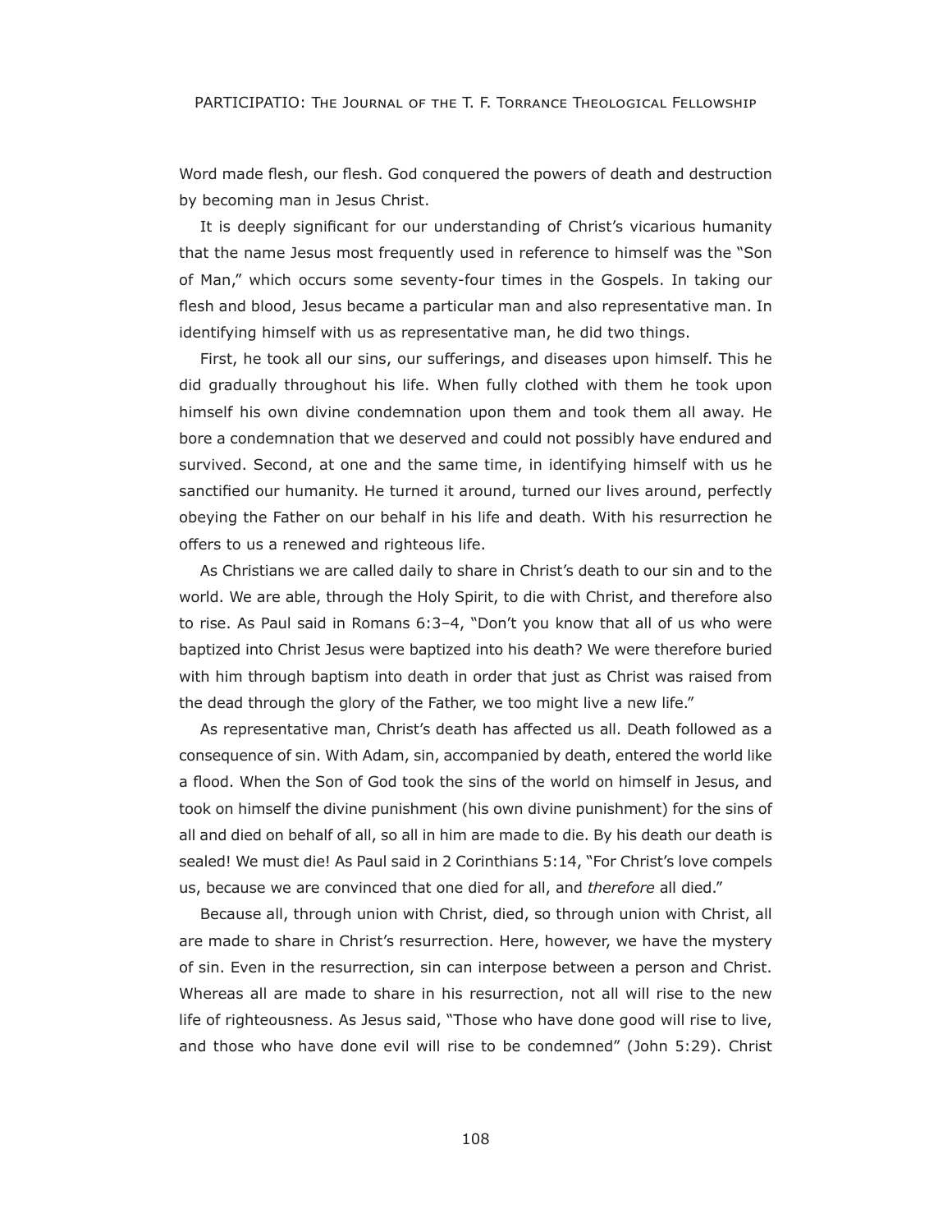Word made flesh, our flesh. God conquered the powers of death and destruction by becoming man in Jesus Christ.

It is deeply significant for our understanding of Christ's vicarious humanity that the name Jesus most frequently used in reference to himself was the "Son of Man," which occurs some seventy-four times in the Gospels. In taking our flesh and blood, Jesus became a particular man and also representative man. In identifying himself with us as representative man, he did two things.

First, he took all our sins, our sufferings, and diseases upon himself. This he did gradually throughout his life. When fully clothed with them he took upon himself his own divine condemnation upon them and took them all away. He bore a condemnation that we deserved and could not possibly have endured and survived. Second, at one and the same time, in identifying himself with us he sanctified our humanity. He turned it around, turned our lives around, perfectly obeying the Father on our behalf in his life and death. With his resurrection he offers to us a renewed and righteous life.

As Christians we are called daily to share in Christ's death to our sin and to the world. We are able, through the Holy Spirit, to die with Christ, and therefore also to rise. As Paul said in Romans 6:3–4, "Don't you know that all of us who were baptized into Christ Jesus were baptized into his death? We were therefore buried with him through baptism into death in order that just as Christ was raised from the dead through the glory of the Father, we too might live a new life."

As representative man, Christ's death has affected us all. Death followed as a consequence of sin. With Adam, sin, accompanied by death, entered the world like a flood. When the Son of God took the sins of the world on himself in Jesus, and took on himself the divine punishment (his own divine punishment) for the sins of all and died on behalf of all, so all in him are made to die. By his death our death is sealed! We must die! As Paul said in 2 Corinthians 5:14, "For Christ's love compels us, because we are convinced that one died for all, and *therefore* all died."

Because all, through union with Christ, died, so through union with Christ, all are made to share in Christ's resurrection. Here, however, we have the mystery of sin. Even in the resurrection, sin can interpose between a person and Christ. Whereas all are made to share in his resurrection, not all will rise to the new life of righteousness. As Jesus said, "Those who have done good will rise to live, and those who have done evil will rise to be condemned" (John 5:29). Christ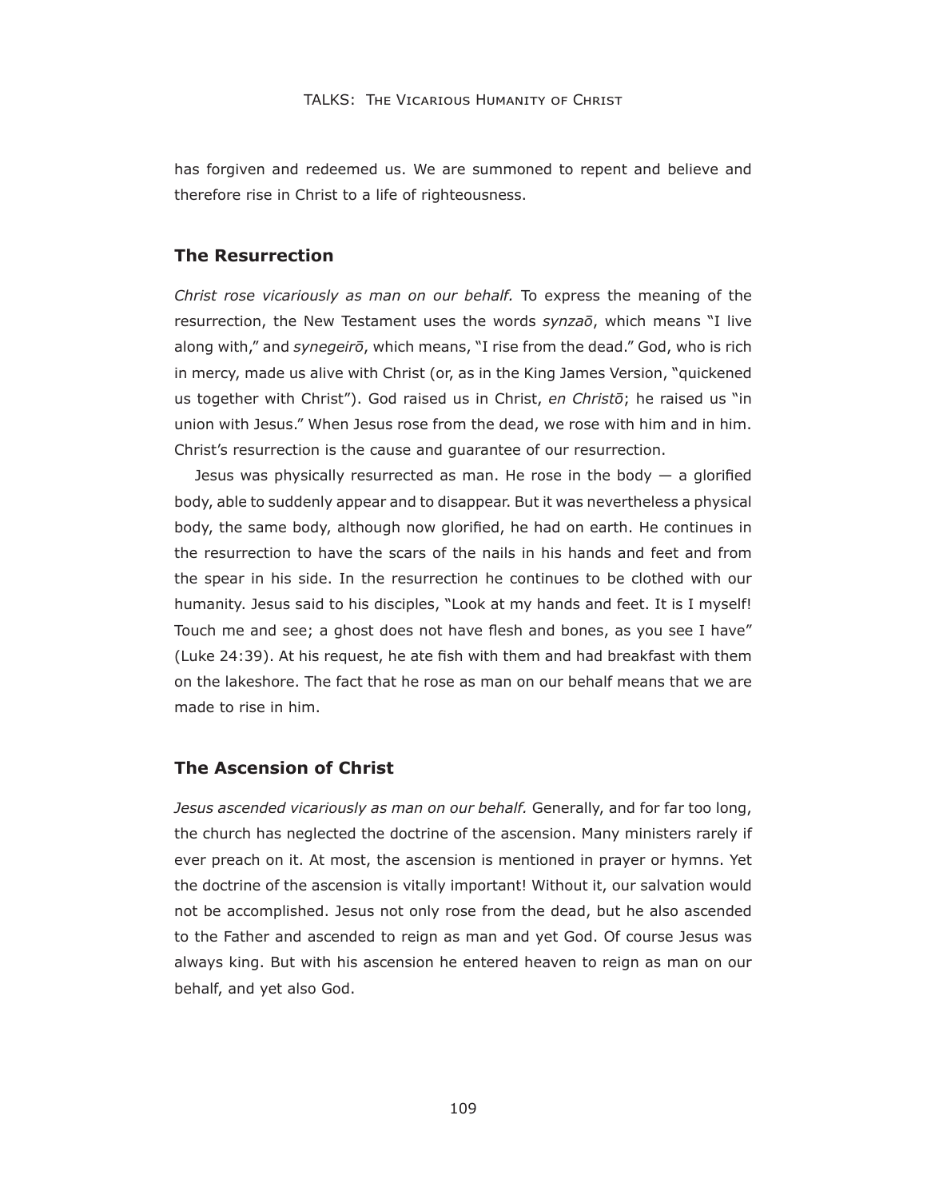has forgiven and redeemed us. We are summoned to repent and believe and therefore rise in Christ to a life of righteousness.

## The Resurrection

*Christ rose vicariously as man on our behalf.* To express the meaning of the resurrection, the New Testament uses the words *synzaō*, which means "I live along with," and *synegeirō*, which means, "I rise from the dead." God, who is rich in mercy, made us alive with Christ (or, as in the King James Version, "quickened us together with Christ"). God raised us in Christ, *en Christō*; he raised us "in union with Jesus." When Jesus rose from the dead, we rose with him and in him. Christ's resurrection is the cause and guarantee of our resurrection.

Jesus was physically resurrected as man. He rose in the body — a glorified body, able to suddenly appear and to disappear. But it was nevertheless a physical body, the same body, although now glorified, he had on earth. He continues in the resurrection to have the scars of the nails in his hands and feet and from the spear in his side. In the resurrection he continues to be clothed with our humanity. Jesus said to his disciples, "Look at my hands and feet. It is I myself! Touch me and see; a ghost does not have flesh and bones, as you see I have" (Luke 24:39). At his request, he ate fish with them and had breakfast with them on the lakeshore. The fact that he rose as man on our behalf means that we are made to rise in him.

## The Ascension of Christ

*Jesus ascended vicariously as man on our behalf.* Generally, and for far too long, the church has neglected the doctrine of the ascension. Many ministers rarely if ever preach on it. At most, the ascension is mentioned in prayer or hymns. Yet the doctrine of the ascension is vitally important! Without it, our salvation would not be accomplished. Jesus not only rose from the dead, but he also ascended to the Father and ascended to reign as man and yet God. Of course Jesus was always king. But with his ascension he entered heaven to reign as man on our behalf, and yet also God.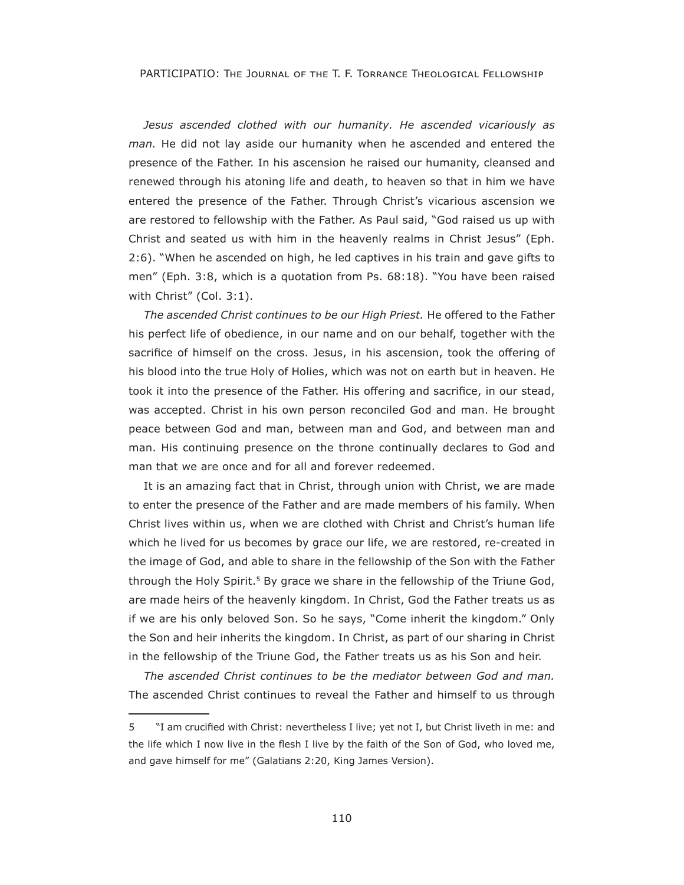*Jesus ascended clothed with our humanity. He ascended vicariously as man.* He did not lay aside our humanity when he ascended and entered the presence of the Father. In his ascension he raised our humanity, cleansed and renewed through his atoning life and death, to heaven so that in him we have entered the presence of the Father. Through Christ's vicarious ascension we are restored to fellowship with the Father. As Paul said, "God raised us up with Christ and seated us with him in the heavenly realms in Christ Jesus" (Eph. 2:6). "When he ascended on high, he led captives in his train and gave gifts to men" (Eph. 3:8, which is a quotation from Ps. 68:18). "You have been raised with Christ" (Col. 3:1).

*The ascended Christ continues to be our High Priest.* He offered to the Father his perfect life of obedience, in our name and on our behalf, together with the sacrifice of himself on the cross. Jesus, in his ascension, took the offering of his blood into the true Holy of Holies, which was not on earth but in heaven. He took it into the presence of the Father. His offering and sacrifice, in our stead, was accepted. Christ in his own person reconciled God and man. He brought peace between God and man, between man and God, and between man and man. His continuing presence on the throne continually declares to God and man that we are once and for all and forever redeemed.

It is an amazing fact that in Christ, through union with Christ, we are made to enter the presence of the Father and are made members of his family. When Christ lives within us, when we are clothed with Christ and Christ's human life which he lived for us becomes by grace our life, we are restored, re-created in the image of God, and able to share in the fellowship of the Son with the Father through the Holy Spirit.[5] By grace we share in the fellowship of the Triune God, are made heirs of the heavenly kingdom. In Christ, God the Father treats us as if we are his only beloved Son. So he says, "Come inherit the kingdom." Only the Son and heir inherits the kingdom. In Christ, as part of our sharing in Christ in the fellowship of the Triune God, the Father treats us as his Son and heir.

*The ascended Christ continues to be the mediator between God and man.* The ascended Christ continues to reveal the Father and himself to us through

---

5 "I am crucified with Christ: nevertheless I live; yet not I, but Christ liveth in me: and the life which I now live in the flesh I live by the faith of the Son of God, who loved me, and gave himself for me" (Galatians 2:20, King James Version).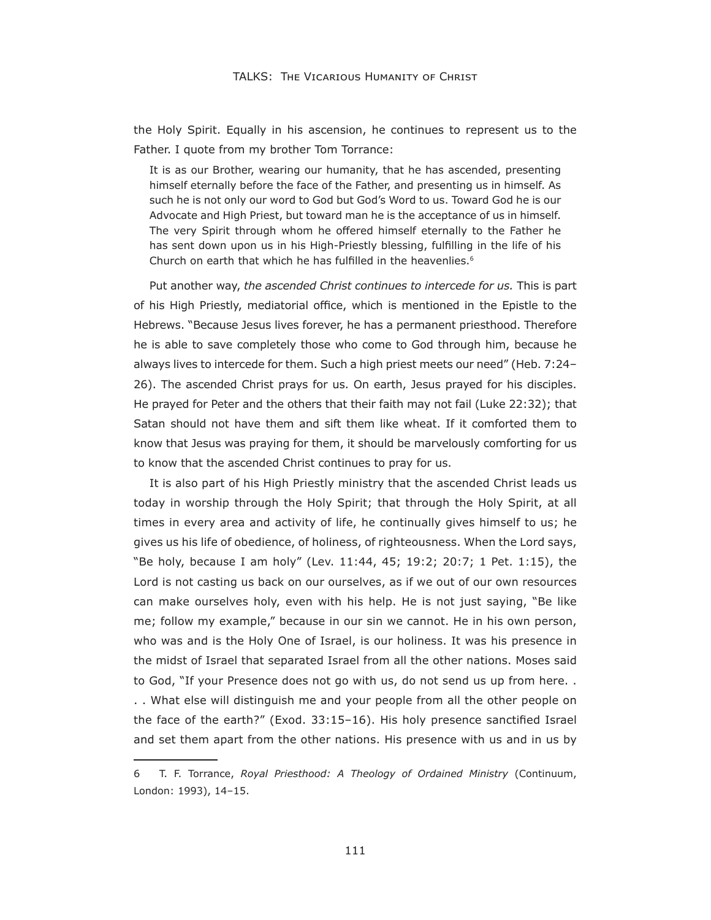the Holy Spirit. Equally in his ascension, he continues to represent us to the Father. I quote from my brother Tom Torrance:

> It is as our Brother, wearing our humanity, that he has ascended, presenting himself eternally before the face of the Father, and presenting us in himself. As such he is not only our word to God but God's Word to us. Toward God he is our Advocate and High Priest, but toward man he is the acceptance of us in himself. The very Spirit through whom he offered himself eternally to the Father he has sent down upon us in his High-Priestly blessing, fulfilling in the life of his Church on earth that which he has fulfilled in the heavenlies.[6]

Put another way, *the ascended Christ continues to intercede for us.* This is part of his High Priestly, mediatorial office, which is mentioned in the Epistle to the Hebrews. "Because Jesus lives forever, he has a permanent priesthood. Therefore he is able to save completely those who come to God through him, because he always lives to intercede for them. Such a high priest meets our need" (Heb. 7:24–26). The ascended Christ prays for us. On earth, Jesus prayed for his disciples. He prayed for Peter and the others that their faith may not fail (Luke 22:32); that Satan should not have them and sift them like wheat. If it comforted them to know that Jesus was praying for them, it should be marvelously comforting for us to know that the ascended Christ continues to pray for us.

It is also part of his High Priestly ministry that the ascended Christ leads us today in worship through the Holy Spirit; that through the Holy Spirit, at all times in every area and activity of life, he continually gives himself to us; he gives us his life of obedience, of holiness, of righteousness. When the Lord says, "Be holy, because I am holy" (Lev. 11:44, 45; 19:2; 20:7; 1 Pet. 1:15), the Lord is not casting us back on our ourselves, as if we out of our own resources can make ourselves holy, even with his help. He is not just saying, "Be like me; follow my example," because in our sin we cannot. He in his own person, who was and is the Holy One of Israel, is our holiness. It was his presence in the midst of Israel that separated Israel from all the other nations. Moses said to God, "If your Presence does not go with us, do not send us up from here. . . . What else will distinguish me and your people from all the other people on the face of the earth?" (Exod. 33:15–16). His holy presence sanctified Israel and set them apart from the other nations. His presence with us and in us by

---

6 T. F. Torrance, *Royal Priesthood: A Theology of Ordained Ministry* (Continuum, London: 1993), 14–15.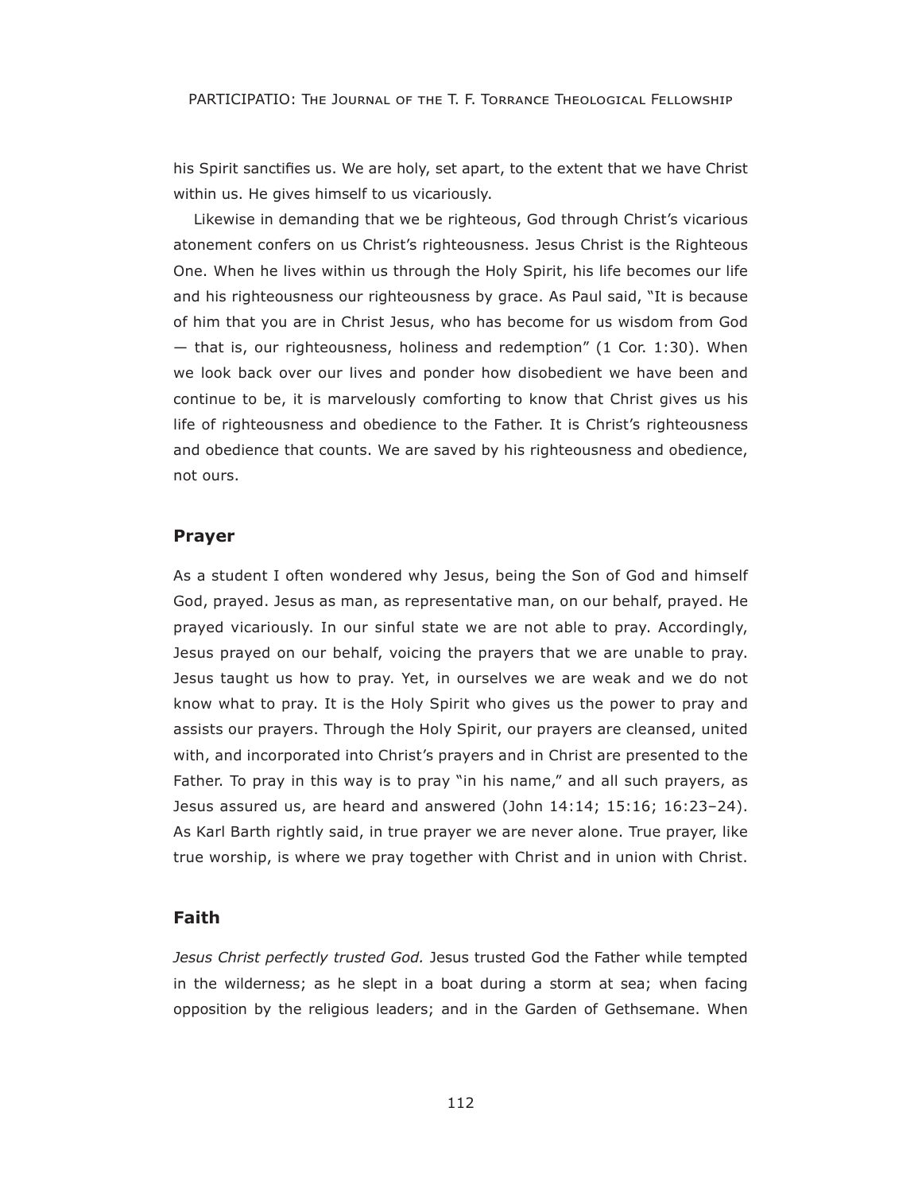his Spirit sanctifies us. We are holy, set apart, to the extent that we have Christ within us. He gives himself to us vicariously.

Likewise in demanding that we be righteous, God through Christ's vicarious atonement confers on us Christ's righteousness. Jesus Christ is the Righteous One. When he lives within us through the Holy Spirit, his life becomes our life and his righteousness our righteousness by grace. As Paul said, "It is because of him that you are in Christ Jesus, who has become for us wisdom from God — that is, our righteousness, holiness and redemption" (1 Cor. 1:30). When we look back over our lives and ponder how disobedient we have been and continue to be, it is marvelously comforting to know that Christ gives us his life of righteousness and obedience to the Father. It is Christ's righteousness and obedience that counts. We are saved by his righteousness and obedience, not ours.

## Prayer

As a student I often wondered why Jesus, being the Son of God and himself God, prayed. Jesus as man, as representative man, on our behalf, prayed. He prayed vicariously. In our sinful state we are not able to pray. Accordingly, Jesus prayed on our behalf, voicing the prayers that we are unable to pray. Jesus taught us how to pray. Yet, in ourselves we are weak and we do not know what to pray. It is the Holy Spirit who gives us the power to pray and assists our prayers. Through the Holy Spirit, our prayers are cleansed, united with, and incorporated into Christ's prayers and in Christ are presented to the Father. To pray in this way is to pray "in his name," and all such prayers, as Jesus assured us, are heard and answered (John 14:14; 15:16; 16:23–24). As Karl Barth rightly said, in true prayer we are never alone. True prayer, like true worship, is where we pray together with Christ and in union with Christ.

## Faith

*Jesus Christ perfectly trusted God.* Jesus trusted God the Father while tempted in the wilderness; as he slept in a boat during a storm at sea; when facing opposition by the religious leaders; and in the Garden of Gethsemane. When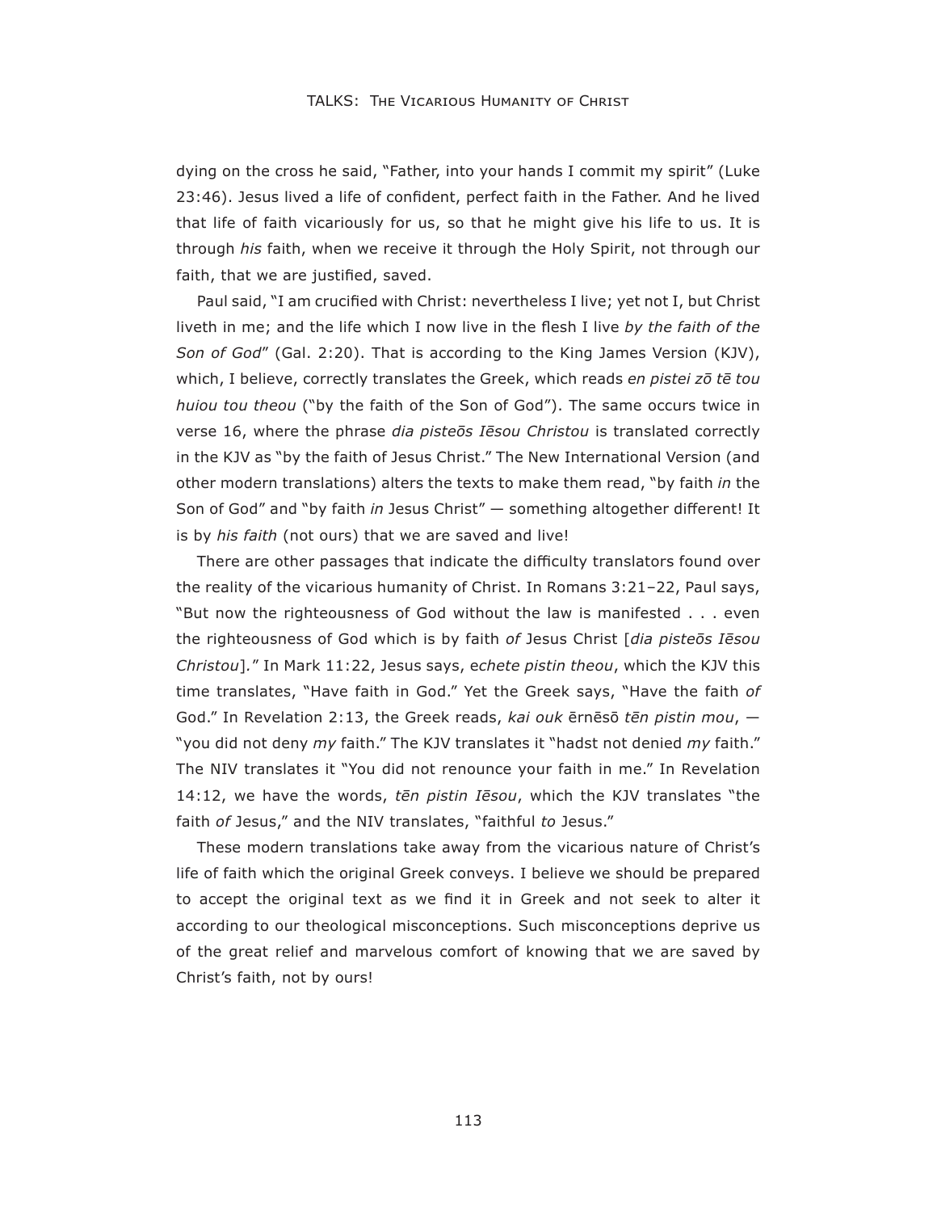dying on the cross he said, "Father, into your hands I commit my spirit" (Luke 23:46). Jesus lived a life of confident, perfect faith in the Father. And he lived that life of faith vicariously for us, so that he might give his life to us. It is through *his* faith, when we receive it through the Holy Spirit, not through our faith, that we are justified, saved.

Paul said, "I am crucified with Christ: nevertheless I live; yet not I, but Christ liveth in me; and the life which I now live in the flesh I live *by the faith of the Son of God*" (Gal. 2:20). That is according to the King James Version (KJV), which, I believe, correctly translates the Greek, which reads *en pistei zō tē tou huiou tou theou* ("by the faith of the Son of God"). The same occurs twice in verse 16, where the phrase *dia pisteōs Iēsou Christou* is translated correctly in the KJV as "by the faith of Jesus Christ." The New International Version (and other modern translations) alters the texts to make them read, "by faith *in* the Son of God" and "by faith *in* Jesus Christ" — something altogether different! It is by *his faith* (not ours) that we are saved and live!

There are other passages that indicate the difficulty translators found over the reality of the vicarious humanity of Christ. In Romans 3:21–22, Paul says, "But now the righteousness of God without the law is manifested . . . even the righteousness of God which is by faith *of* Jesus Christ [*dia pisteōs Iēsou Christou*]." In Mark 11:22, Jesus says, e*chete pistin theou*, which the KJV this time translates, "Have faith in God." Yet the Greek says, "Have the faith *of* God." In Revelation 2:13, the Greek reads, *kai ouk* ērnēsō *tēn pistin mou*, — "you did not deny *my* faith." The KJV translates it "hadst not denied *my* faith." The NIV translates it "You did not renounce your faith in me." In Revelation 14:12, we have the words, *tēn pistin Iēsou*, which the KJV translates "the faith *of* Jesus," and the NIV translates, "faithful *to* Jesus."

These modern translations take away from the vicarious nature of Christ's life of faith which the original Greek conveys. I believe we should be prepared to accept the original text as we find it in Greek and not seek to alter it according to our theological misconceptions. Such misconceptions deprive us of the great relief and marvelous comfort of knowing that we are saved by Christ's faith, not by ours!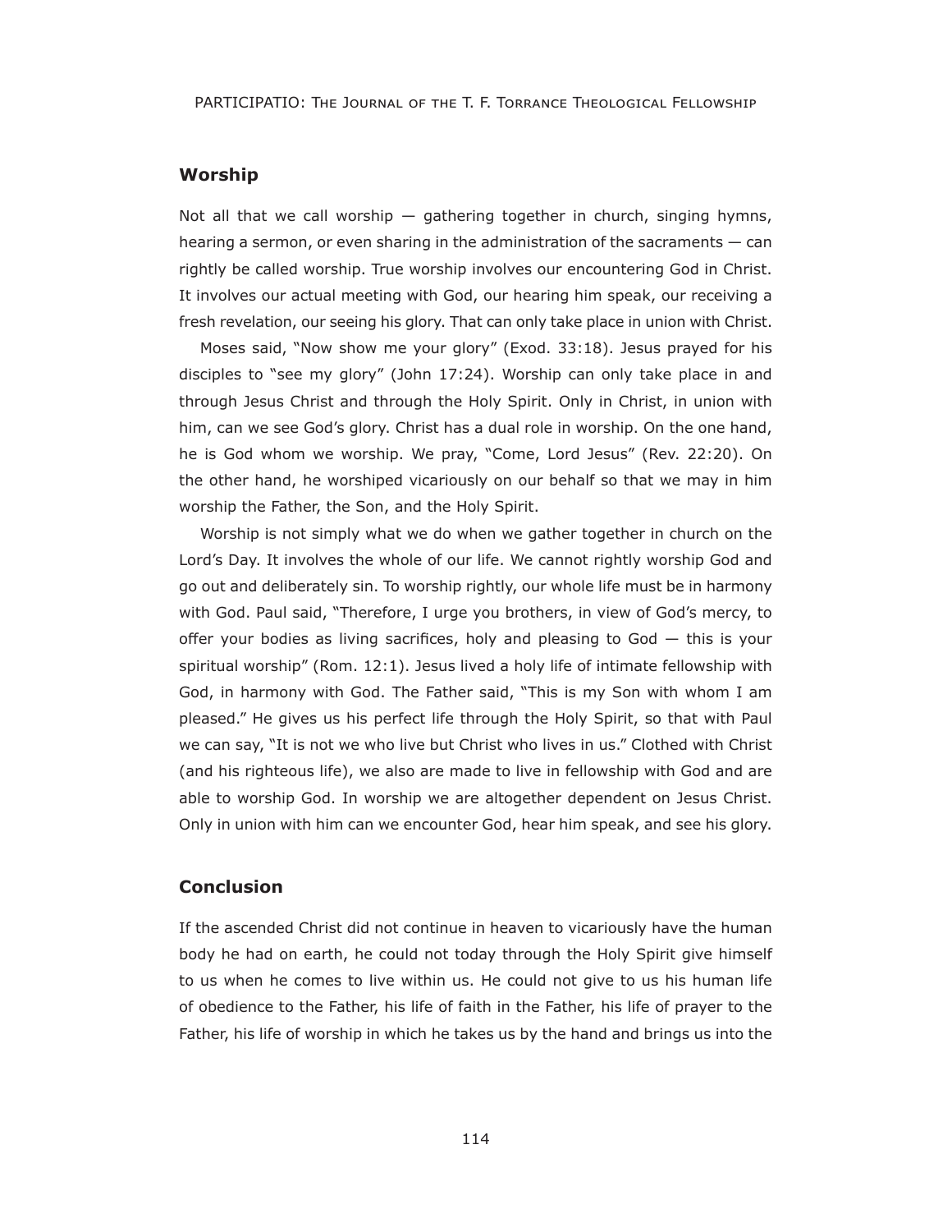## Worship

Not all that we call worship — gathering together in church, singing hymns, hearing a sermon, or even sharing in the administration of the sacraments — can rightly be called worship. True worship involves our encountering God in Christ. It involves our actual meeting with God, our hearing him speak, our receiving a fresh revelation, our seeing his glory. That can only take place in union with Christ.

Moses said, "Now show me your glory" (Exod. 33:18). Jesus prayed for his disciples to "see my glory" (John 17:24). Worship can only take place in and through Jesus Christ and through the Holy Spirit. Only in Christ, in union with him, can we see God's glory. Christ has a dual role in worship. On the one hand, he is God whom we worship. We pray, "Come, Lord Jesus" (Rev. 22:20). On the other hand, he worshiped vicariously on our behalf so that we may in him worship the Father, the Son, and the Holy Spirit.

Worship is not simply what we do when we gather together in church on the Lord's Day. It involves the whole of our life. We cannot rightly worship God and go out and deliberately sin. To worship rightly, our whole life must be in harmony with God. Paul said, "Therefore, I urge you brothers, in view of God's mercy, to offer your bodies as living sacrifices, holy and pleasing to God — this is your spiritual worship" (Rom. 12:1). Jesus lived a holy life of intimate fellowship with God, in harmony with God. The Father said, "This is my Son with whom I am pleased." He gives us his perfect life through the Holy Spirit, so that with Paul we can say, "It is not we who live but Christ who lives in us." Clothed with Christ (and his righteous life), we also are made to live in fellowship with God and are able to worship God. In worship we are altogether dependent on Jesus Christ. Only in union with him can we encounter God, hear him speak, and see his glory.

## Conclusion

If the ascended Christ did not continue in heaven to vicariously have the human body he had on earth, he could not today through the Holy Spirit give himself to us when he comes to live within us. He could not give to us his human life of obedience to the Father, his life of faith in the Father, his life of prayer to the Father, his life of worship in which he takes us by the hand and brings us into the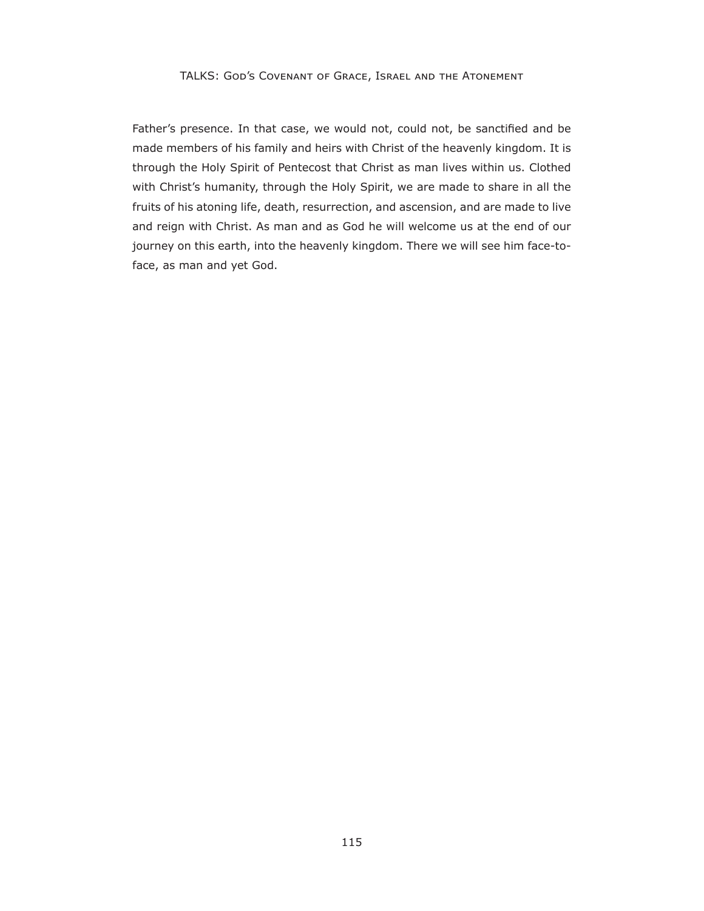Father's presence. In that case, we would not, could not, be sanctified and be made members of his family and heirs with Christ of the heavenly kingdom. It is through the Holy Spirit of Pentecost that Christ as man lives within us. Clothed with Christ's humanity, through the Holy Spirit, we are made to share in all the fruits of his atoning life, death, resurrection, and ascension, and are made to live and reign with Christ. As man and as God he will welcome us at the end of our journey on this earth, into the heavenly kingdom. There we will see him face-to-face, as man and yet God.